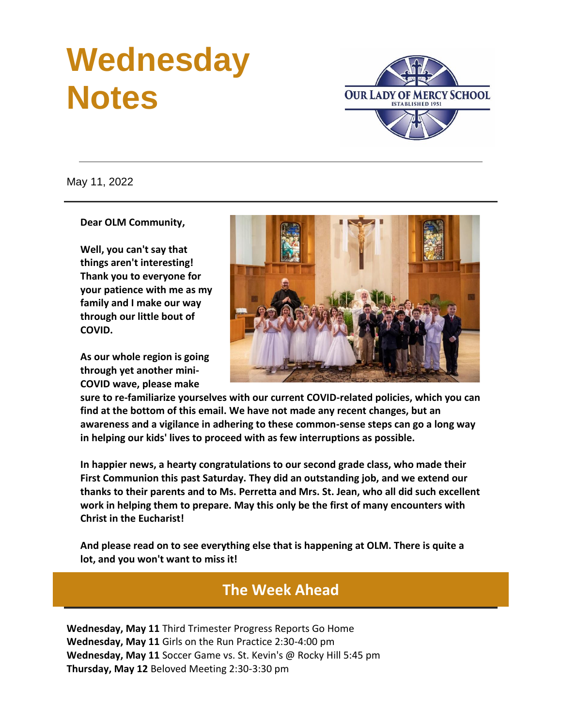# Wednesday Notes

OUR LADY OF MERCY SCHOOL
ESTABLISHED 1951

---

May 11, 2022

---

**Dear OLM Community,**

**Well, you can't say that things aren't interesting! Thank you to everyone for your patience with me as my family and I make our way through our little bout of COVID.**

**As our whole region is going through yet another mini-COVID wave, please make sure to re-familiarize yourselves with our current COVID-related policies, which you can find at the bottom of this email. We have not made any recent changes, but an awareness and a vigilance in adhering to these common-sense steps can go a long way in helping our kids' lives to proceed with as few interruptions as possible.**

**In happier news, a hearty congratulations to our second grade class, who made their First Communion this past Saturday. They did an outstanding job, and we extend our thanks to their parents and to Ms. Perretta and Mrs. St. Jean, who all did such excellent work in helping them to prepare. May this only be the first of many encounters with Christ in the Eucharist!**

**And please read on to see everything else that is happening at OLM. There is quite a lot, and you won't want to miss it!**

## The Week Ahead

**Wednesday, May 11** Third Trimester Progress Reports Go Home
**Wednesday, May 11** Girls on the Run Practice 2:30-4:00 pm
**Wednesday, May 11** Soccer Game vs. St. Kevin's @ Rocky Hill 5:45 pm
**Thursday, May 12** Beloved Meeting 2:30-3:30 pm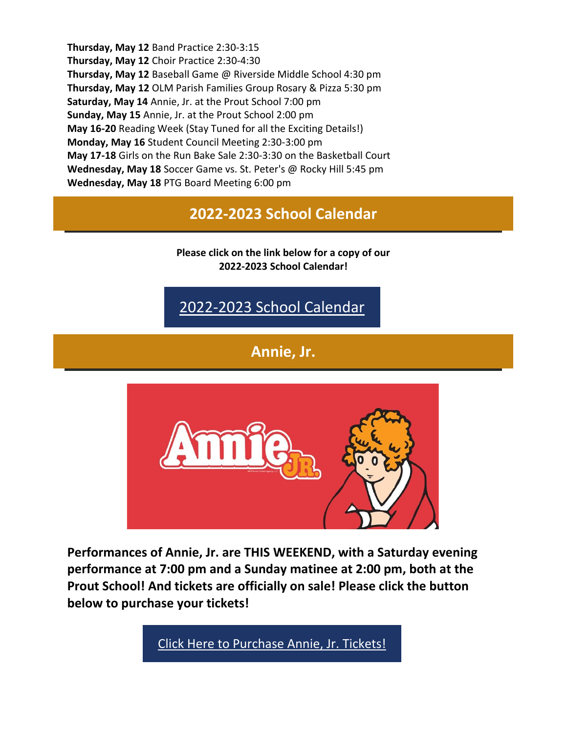**Thursday, May 12** Band Practice 2:30-3:15
**Thursday, May 12** Choir Practice 2:30-4:30
**Thursday, May 12** Baseball Game @ Riverside Middle School 4:30 pm
**Thursday, May 12** OLM Parish Families Group Rosary & Pizza 5:30 pm
**Saturday, May 14** Annie, Jr. at the Prout School 7:00 pm
**Sunday, May 15** Annie, Jr. at the Prout School 2:00 pm
**May 16-20** Reading Week (Stay Tuned for all the Exciting Details!)
**Monday, May 16** Student Council Meeting 2:30-3:00 pm
**May 17-18** Girls on the Run Bake Sale 2:30-3:30 on the Basketball Court
**Wednesday, May 18** Soccer Game vs. St. Peter's @ Rocky Hill 5:45 pm
**Wednesday, May 18** PTG Board Meeting 6:00 pm

## 2022-2023 School Calendar

**Please click on the link below for a copy of our 2022-2023 School Calendar!**

[2022-2023 School Calendar]

## Annie, Jr.

**Performances of Annie, Jr. are THIS WEEKEND, with a Saturday evening performance at 7:00 pm and a Sunday matinee at 2:00 pm, both at the Prout School! And tickets are officially on sale! Please click the button below to purchase your tickets!**

[Click Here to Purchase Annie, Jr. Tickets!]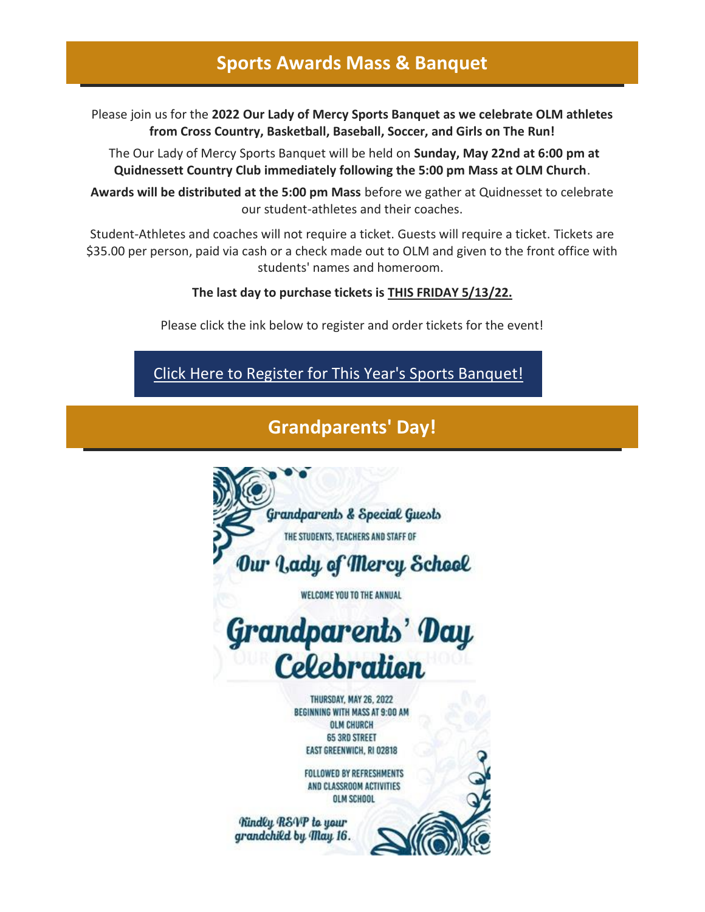## Sports Awards Mass & Banquet

Please join us for the **2022 Our Lady of Mercy Sports Banquet as we celebrate OLM athletes from Cross Country, Basketball, Baseball, Soccer, and Girls on The Run!**

The Our Lady of Mercy Sports Banquet will be held on **Sunday, May 22nd at 6:00 pm at Quidnessett Country Club immediately following the 5:00 pm Mass at OLM Church**.

**Awards will be distributed at the 5:00 pm Mass** before we gather at Quidnesset to celebrate our student-athletes and their coaches.

Student-Athletes and coaches will not require a ticket. Guests will require a ticket. Tickets are $35.00 per person, paid via cash or a check made out to OLM and given to the front office with students' names and homeroom.

**The last day to purchase tickets is THIS FRIDAY 5/13/22.**

Please click the ink below to register and order tickets for the event!

Click Here to Register for This Year's Sports Banquet!

## Grandparents' Day!

Grandparents & Special Guests

THE STUDENTS, TEACHERS AND STAFF OF

Our Lady of Mercy School

WELCOME YOU TO THE ANNUAL

Grandparents' Day Celebration

THURSDAY, MAY 26, 2022
BEGINNING WITH MASS AT 9:00 AM
OLM CHURCH
65 3RD STREET
EAST GREENWICH, RI 02818

FOLLOWED BY REFRESHMENTS
AND CLASSROOM ACTIVITIES
OLM SCHOOL

Kindly RSVP to your grandchild by May 16.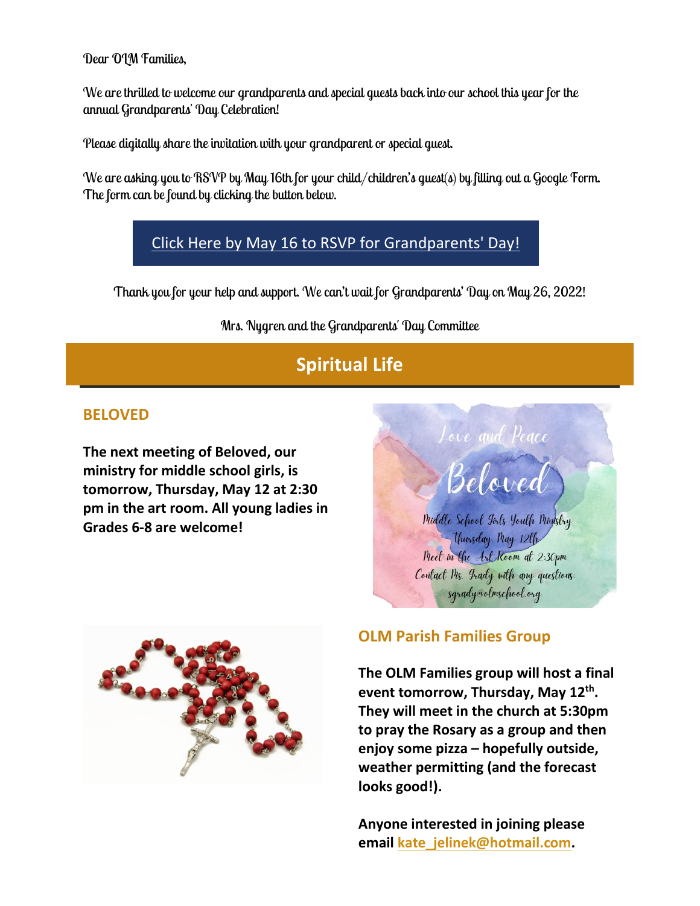Dear OLM Families,

We are thrilled to welcome our grandparents and special guests back into our school this year for the annual Grandparents' Day Celebration!

Please digitally share the invitation with your grandparent or special guest.

We are asking you to RSVP by May 16th for your child/children's guest(s) by filling out a Google Form. The form can be found by clicking the button below.

Click Here by May 16 to RSVP for Grandparents' Day!

Thank you for your help and support. We can't wait for Grandparents' Day on May 26, 2022!

Mrs. Nygren and the Grandparents' Day Committee

## Spiritual Life

### BELOVED

**The next meeting of Beloved, our ministry for middle school girls, is tomorrow, Thursday, May 12 at 2:30 pm in the art room. All young ladies in Grades 6-8 are welcome!**

Love and Peace

Beloved

Middle School Girls Youth Ministry
Thursday, May 12th
Meet in the Art Room at 2:30pm
Contact Ms. Grady with any questions:
sgrady@olmschool.org

### OLM Parish Families Group

**The OLM Families group will host a final event tomorrow, Thursday, May 12th. They will meet in the church at 5:30pm to pray the Rosary as a group and then enjoy some pizza – hopefully outside, weather permitting (and the forecast looks good!).**

**Anyone interested in joining please email kate_jelinek@hotmail.com.**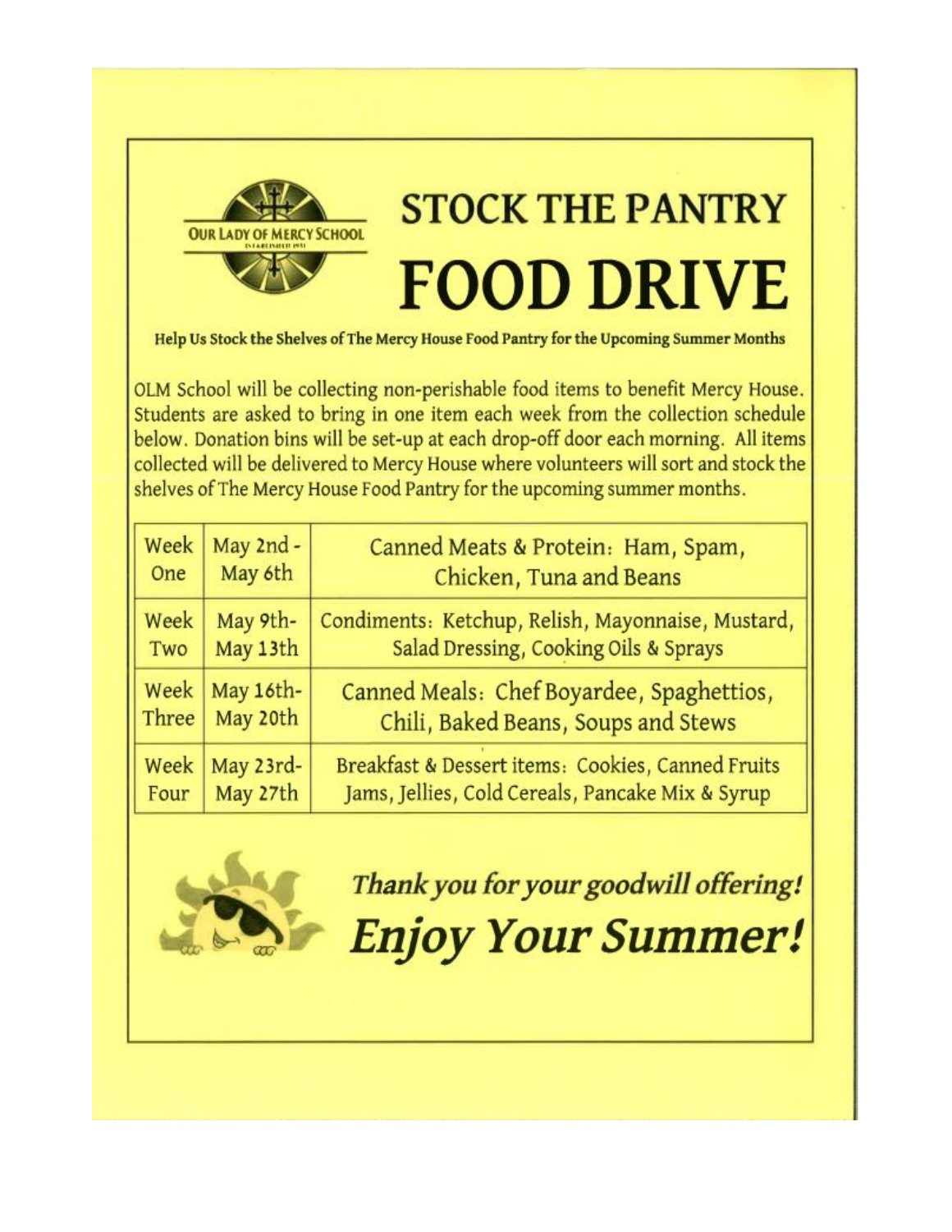# STOCK THE PANTRY FOOD DRIVE

**Help Us Stock the Shelves of The Mercy House Food Pantry for the Upcoming Summer Months**

OLM School will be collecting non-perishable food items to benefit Mercy House. Students are asked to bring in one item each week from the collection schedule below. Donation bins will be set-up at each drop-off door each morning. All items collected will be delivered to Mercy House where volunteers will sort and stock the shelves of The Mercy House Food Pantry for the upcoming summer months.

| Week | Dates | Items |
| --- | --- | --- |
| Week One | May 2nd - May 6th | Canned Meats & Protein: Ham, Spam, Chicken, Tuna and Beans |
| Week Two | May 9th- May 13th | Condiments: Ketchup, Relish, Mayonnaise, Mustard, Salad Dressing, Cooking Oils & Sprays |
| Week Three | May 16th- May 20th | Canned Meals: Chef Boyardee, Spaghettios, Chili, Baked Beans, Soups and Stews |
| Week Four | May 23rd- May 27th | Breakfast & Dessert items: Cookies, Canned Fruits Jams, Jellies, Cold Cereals, Pancake Mix & Syrup |

***Thank you for your goodwill offering!***

***Enjoy Your Summer!***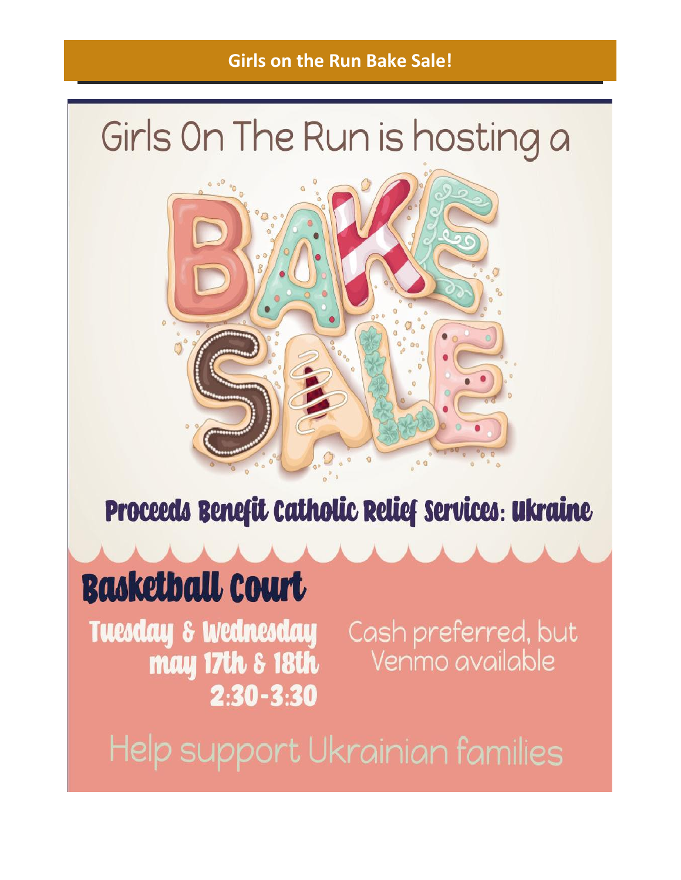## Girls on the Run Bake Sale!

# Girls On The Run is hosting a

# BAKE SALE

### Proceeds Benefit Catholic Relief Services: Ukraine

## Basketball Court

**Tuesday & Wednesday**
**may 17th & 18th**
**2:30-3:30**

Cash preferred, but
Venmo available

Help support Ukrainian families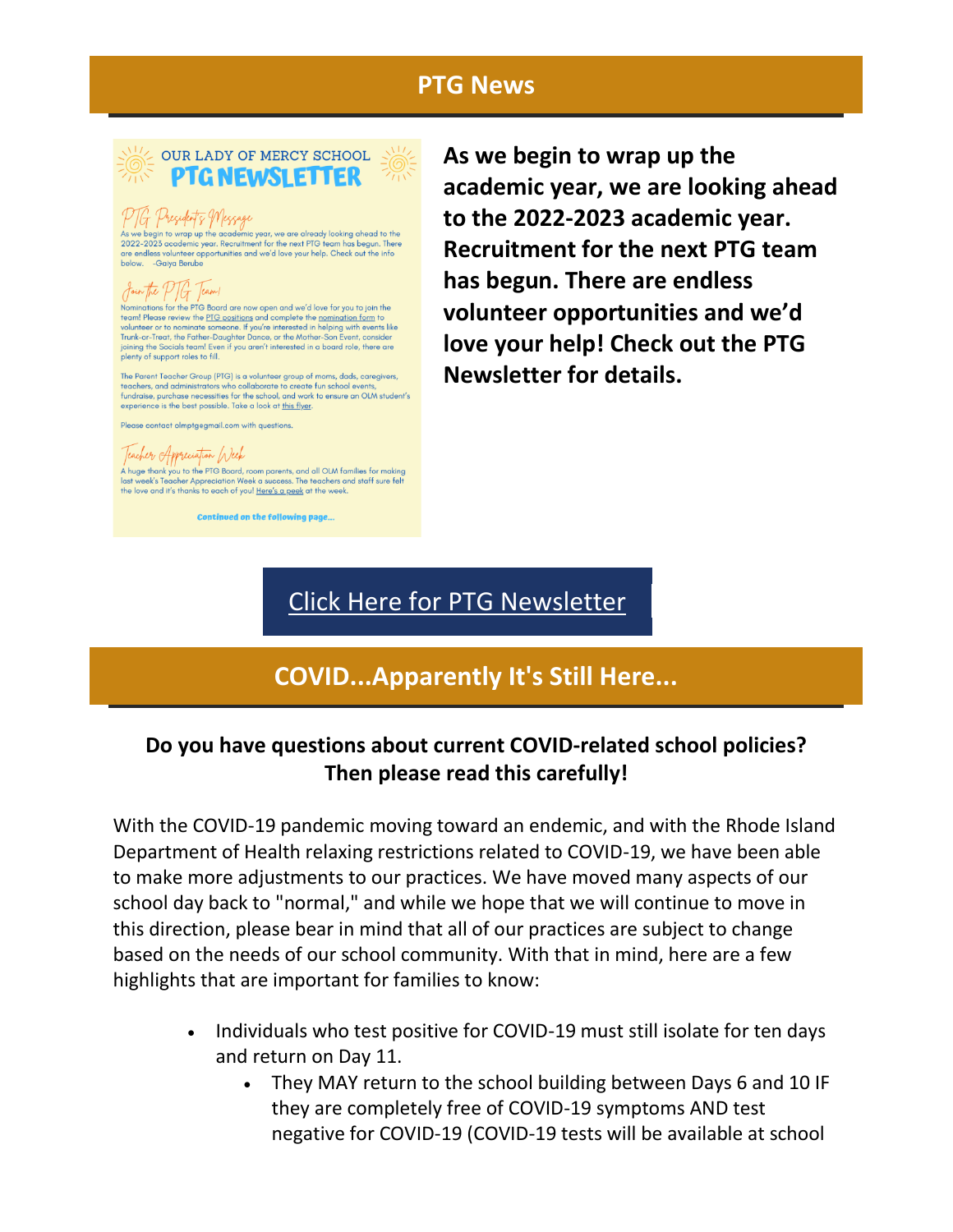## PTG News

OUR LADY OF MERCY SCHOOL
PTG NEWSLETTER

*PTG President's Message*

As we begin to wrap up the academic year, we are already looking ahead to the 2022-2023 academic year. Recruitment for the next PTG team has begun. There are endless volunteer opportunities and we'd love your help. Check out the info below. -Gaiya Berube

*Join the PTG Team!*

Nominations for the PTG Board are now open and we'd love for you to join the team! Please review the PTG positions and complete the nomination form to volunteer or to nominate someone. If you're interested in helping with events like Trunk-or-Treat, the Father-Daughter Dance, or the Mother-Son Event, consider joining the Socials team! Even if you aren't interested in a board role, there are plenty of support roles to fill.

The Parent Teacher Group (PTG) is a volunteer group of moms, dads, caregivers, teachers, and administrators who collaborate to create fun school events, fundraise, purchase necessities for the school, and work to ensure an OLM student's experience is the best possible. Take a look at this flyer.

Please contact olmptg@gmail.com with questions.

*Teacher Appreciation Week*

A huge thank you to the PTG Board, room parents, and all OLM families for making last week's Teacher Appreciation Week a success. The teachers and staff sure felt the love and it's thanks to each of you! Here's a peek at the week.

Continued on the following page...

**As we begin to wrap up the academic year, we are looking ahead to the 2022-2023 academic year. Recruitment for the next PTG team has begun. There are endless volunteer opportunities and we'd love your help! Check out the PTG Newsletter for details.**

Click Here for PTG Newsletter

## COVID...Apparently It's Still Here...

**Do you have questions about current COVID-related school policies? Then please read this carefully!**

With the COVID-19 pandemic moving toward an endemic, and with the Rhode Island Department of Health relaxing restrictions related to COVID-19, we have been able to make more adjustments to our practices. We have moved many aspects of our school day back to "normal," and while we hope that we will continue to move in this direction, please bear in mind that all of our practices are subject to change based on the needs of our school community. With that in mind, here are a few highlights that are important for families to know:

- Individuals who test positive for COVID-19 must still isolate for ten days and return on Day 11.
    - They MAY return to the school building between Days 6 and 10 IF they are completely free of COVID-19 symptoms AND test negative for COVID-19 (COVID-19 tests will be available at school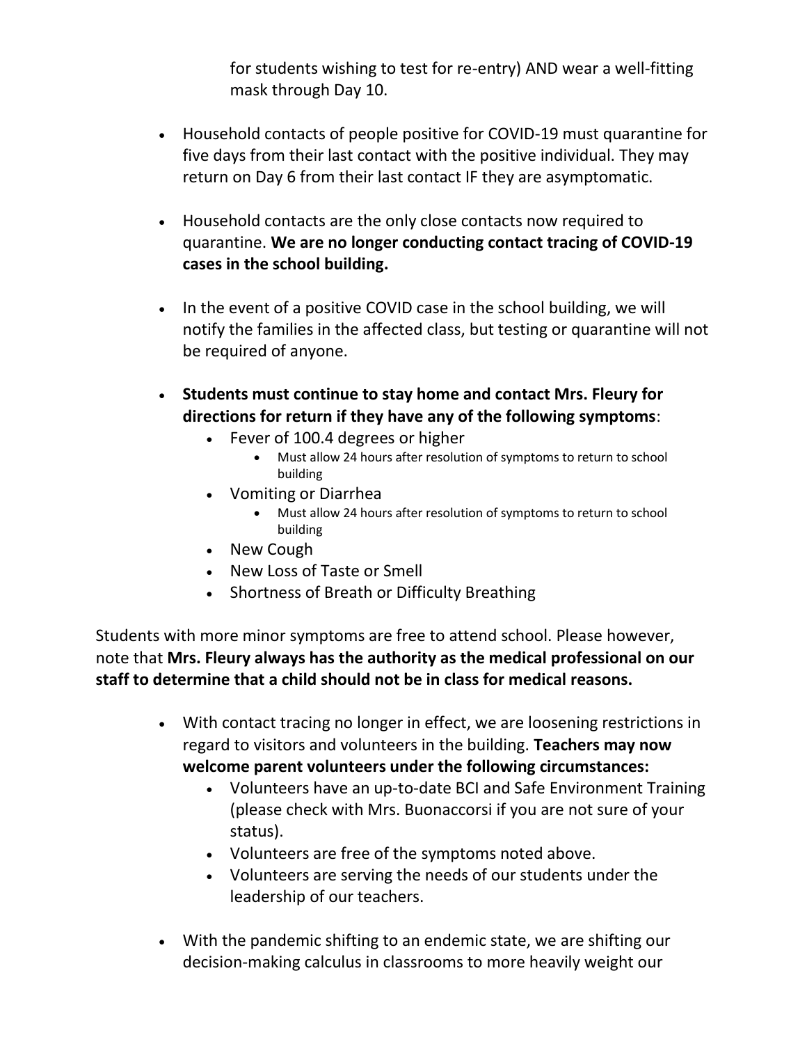for students wishing to test for re-entry) AND wear a well-fitting mask through Day 10.

- Household contacts of people positive for COVID-19 must quarantine for five days from their last contact with the positive individual. They may return on Day 6 from their last contact IF they are asymptomatic.

- Household contacts are the only close contacts now required to quarantine. **We are no longer conducting contact tracing of COVID-19 cases in the school building.**

- In the event of a positive COVID case in the school building, we will notify the families in the affected class, but testing or quarantine will not be required of anyone.

- **Students must continue to stay home and contact Mrs. Fleury for directions for return if they have any of the following symptoms**:
  - Fever of 100.4 degrees or higher
    - Must allow 24 hours after resolution of symptoms to return to school building
  - Vomiting or Diarrhea
    - Must allow 24 hours after resolution of symptoms to return to school building
  - New Cough
  - New Loss of Taste or Smell
  - Shortness of Breath or Difficulty Breathing

Students with more minor symptoms are free to attend school. Please however, note that **Mrs. Fleury always has the authority as the medical professional on our staff to determine that a child should not be in class for medical reasons.**

- With contact tracing no longer in effect, we are loosening restrictions in regard to visitors and volunteers in the building. **Teachers may now welcome parent volunteers under the following circumstances:**
  - Volunteers have an up-to-date BCI and Safe Environment Training (please check with Mrs. Buonaccorsi if you are not sure of your status).
  - Volunteers are free of the symptoms noted above.
  - Volunteers are serving the needs of our students under the leadership of our teachers.

- With the pandemic shifting to an endemic state, we are shifting our decision-making calculus in classrooms to more heavily weight our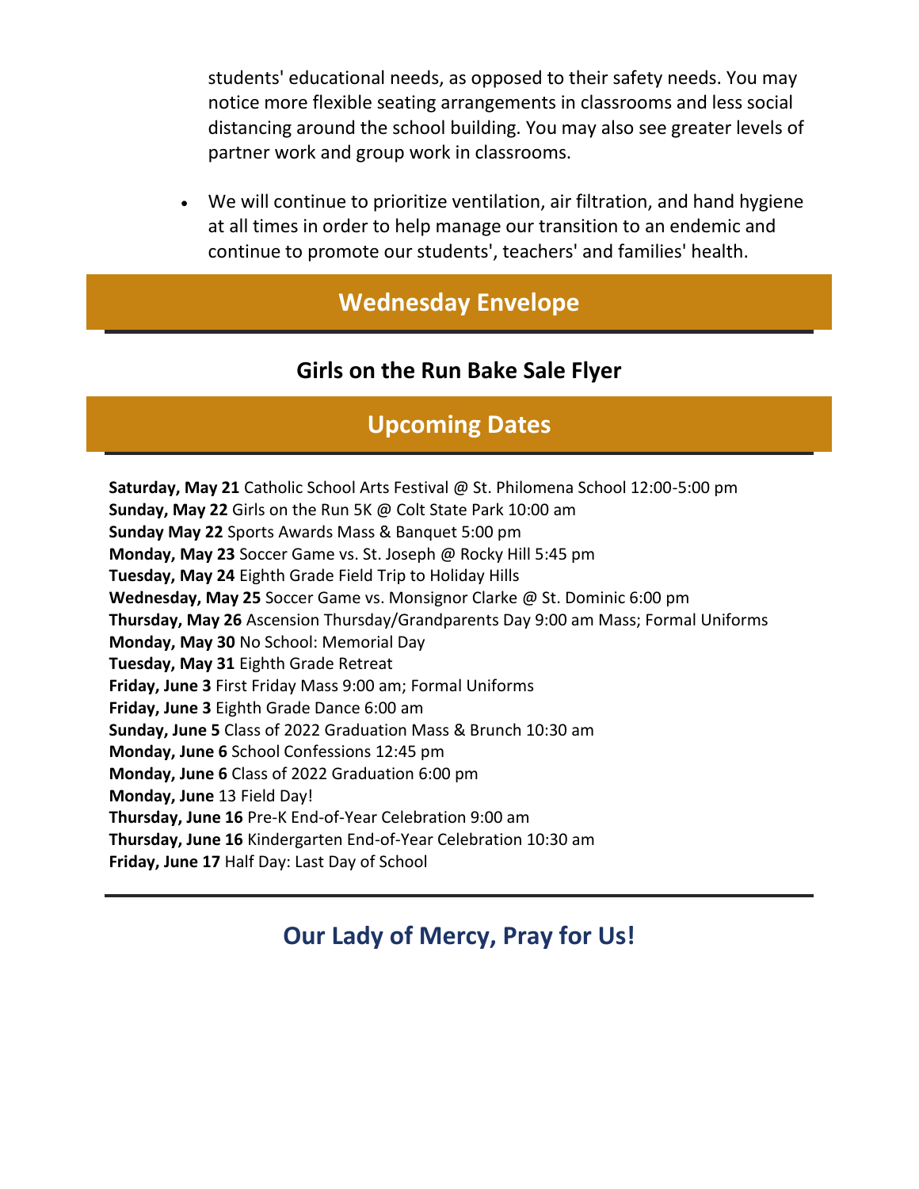students' educational needs, as opposed to their safety needs. You may notice more flexible seating arrangements in classrooms and less social distancing around the school building. You may also see greater levels of partner work and group work in classrooms.

- We will continue to prioritize ventilation, air filtration, and hand hygiene at all times in order to help manage our transition to an endemic and continue to promote our students', teachers' and families' health.

## Wednesday Envelope

### Girls on the Run Bake Sale Flyer

## Upcoming Dates

**Saturday, May 21** Catholic School Arts Festival @ St. Philomena School 12:00-5:00 pm
**Sunday, May 22** Girls on the Run 5K @ Colt State Park 10:00 am
**Sunday May 22** Sports Awards Mass & Banquet 5:00 pm
**Monday, May 23** Soccer Game vs. St. Joseph @ Rocky Hill 5:45 pm
**Tuesday, May 24** Eighth Grade Field Trip to Holiday Hills
**Wednesday, May 25** Soccer Game vs. Monsignor Clarke @ St. Dominic 6:00 pm
**Thursday, May 26** Ascension Thursday/Grandparents Day 9:00 am Mass; Formal Uniforms
**Monday, May 30** No School: Memorial Day
**Tuesday, May 31** Eighth Grade Retreat
**Friday, June 3** First Friday Mass 9:00 am; Formal Uniforms
**Friday, June 3** Eighth Grade Dance 6:00 am
**Sunday, June 5** Class of 2022 Graduation Mass & Brunch 10:30 am
**Monday, June 6** School Confessions 12:45 pm
**Monday, June 6** Class of 2022 Graduation 6:00 pm
**Monday, June** 13 Field Day!
**Thursday, June 16** Pre-K End-of-Year Celebration 9:00 am
**Thursday, June 16** Kindergarten End-of-Year Celebration 10:30 am
**Friday, June 17** Half Day: Last Day of School

## Our Lady of Mercy, Pray for Us!